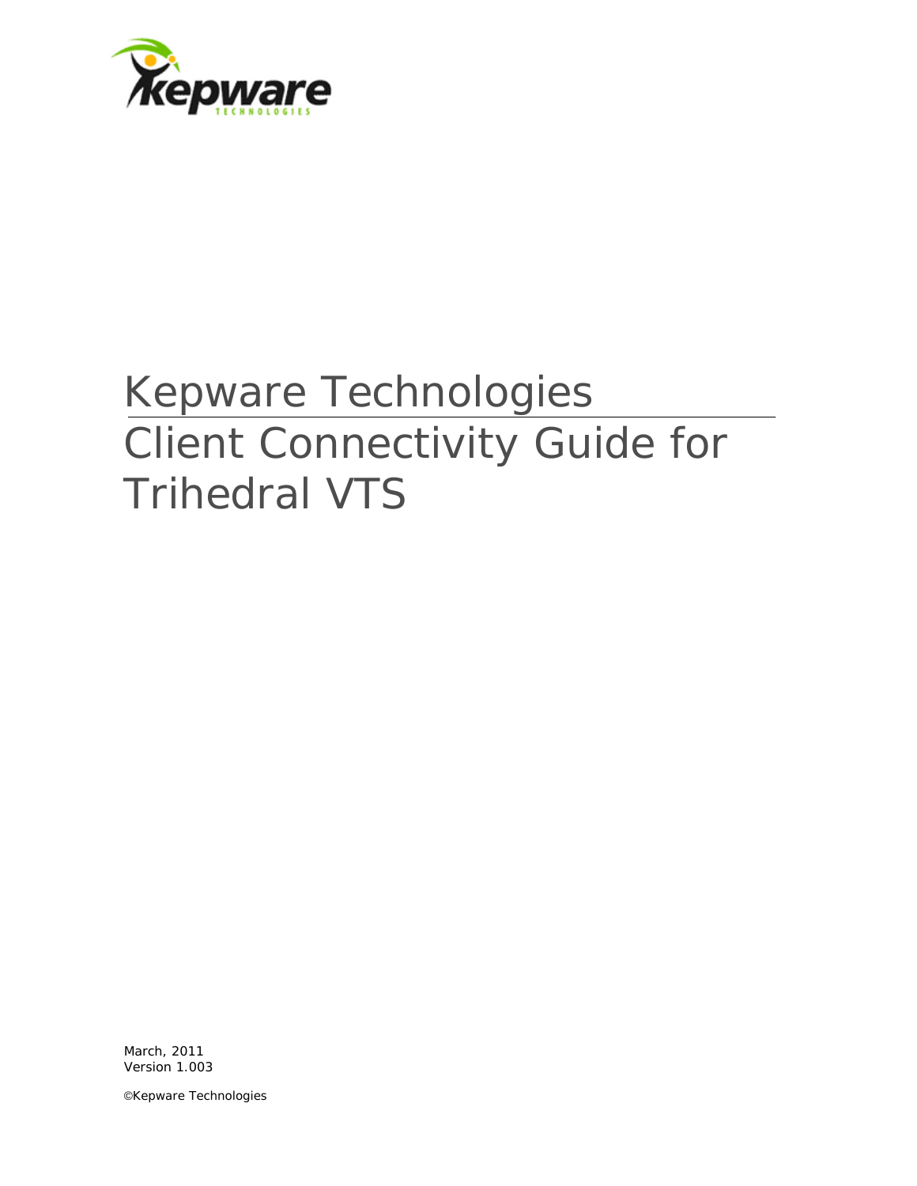# Kepware Technologies

# Client Connectivity Guide for Trihedral VTS

March, 2011
Version 1.003

©Kepware Technologies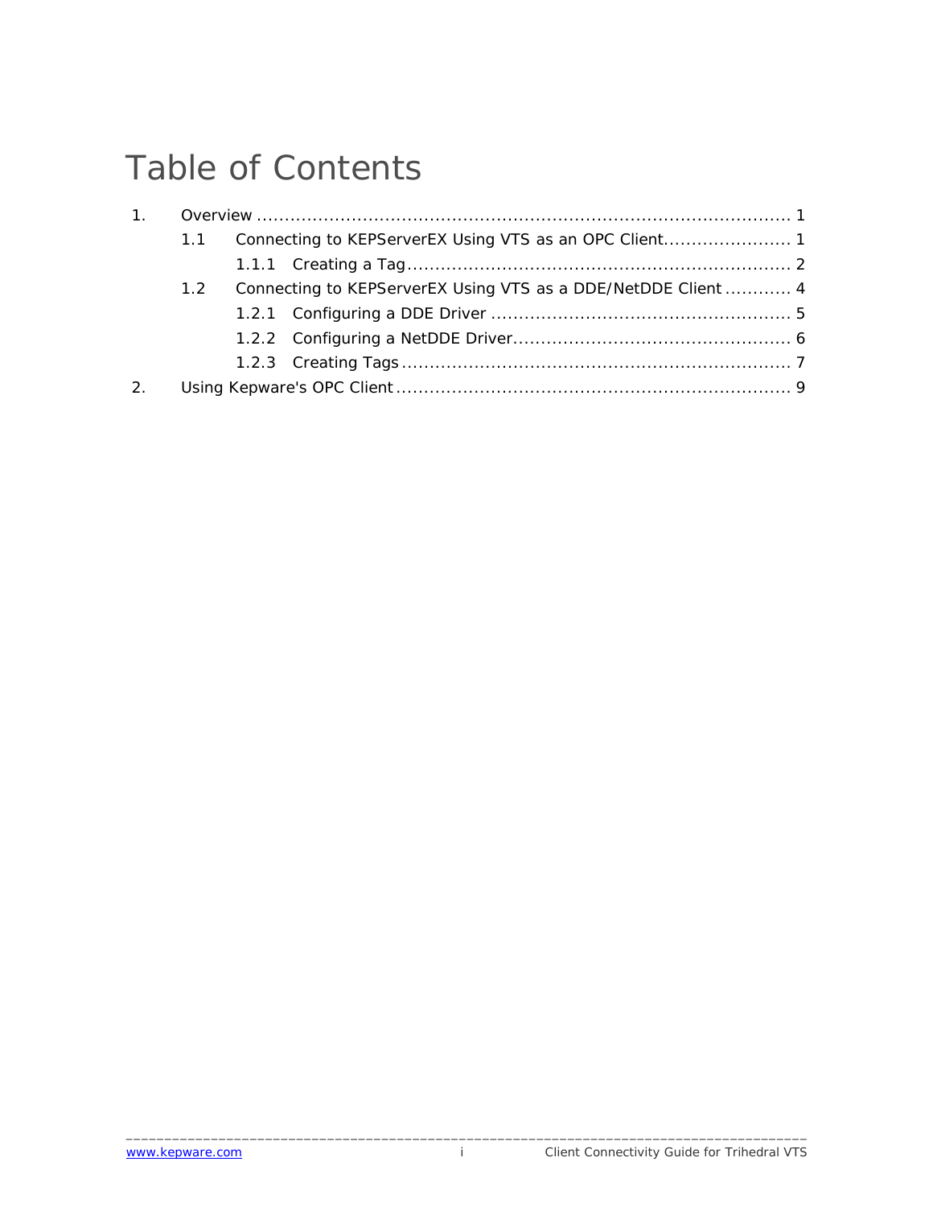# Table of Contents

1. Overview ........................................................................................ 1
    - 1.1 Connecting to KEPServerEX Using VTS as an OPC Client........................ 1
        - 1.1.1 Creating a Tag ................................................................ 2
    - 1.2 Connecting to KEPServerEX Using VTS as a DDE/NetDDE Client ............ 4
        - 1.2.1 Configuring a DDE Driver ................................................ 5
        - 1.2.2 Configuring a NetDDE Driver............................................. 6
        - 1.2.3 Creating Tags ................................................................ 7
2. Using Kepware's OPC Client ................................................................. 9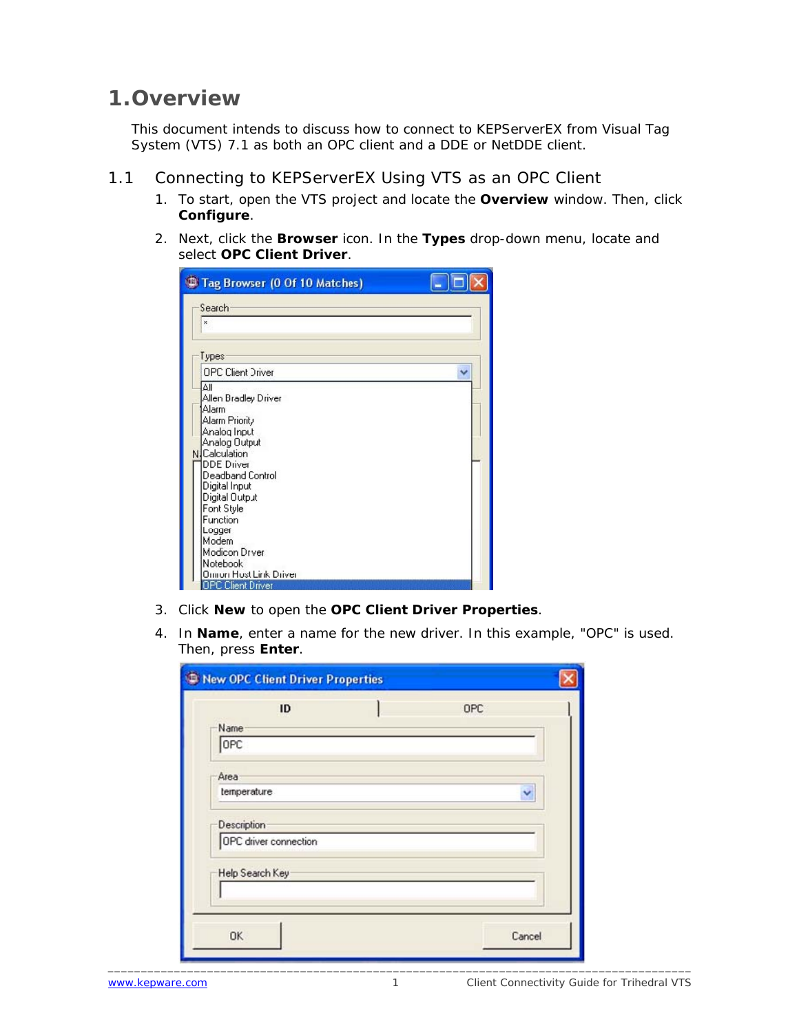# 1. Overview

This document intends to discuss how to connect to KEPServerEX from Visual Tag System (VTS) 7.1 as both an OPC client and a DDE or NetDDE client.

## 1.1 Connecting to KEPServerEX Using VTS as an OPC Client

1. To start, open the VTS project and locate the **Overview** window. Then, click **Configure**.
2. Next, click the **Browser** icon. In the **Types** drop-down menu, locate and select **OPC Client Driver**.
3. Click **New** to open the **OPC Client Driver Properties**.
4. In **Name**, enter a name for the new driver. In this example, "OPC" is used. Then, press **Enter**.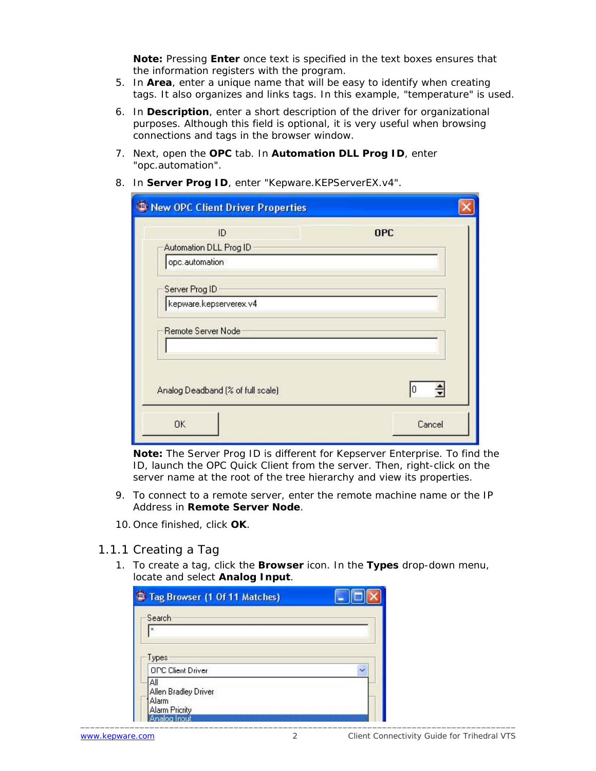**Note:** Pressing **Enter** once text is specified in the text boxes ensures that the information registers with the program.

5. In **Area**, enter a unique name that will be easy to identify when creating tags. It also organizes and links tags. In this example, "temperature" is used.
6. In **Description**, enter a short description of the driver for organizational purposes. Although this field is optional, it is very useful when browsing connections and tags in the browser window.
7. Next, open the **OPC** tab. In **Automation DLL Prog ID**, enter "opc.automation".
8. In **Server Prog ID**, enter "Kepware.KEPServerEX.v4".

**Note:** The Server Prog ID is different for Kepserver Enterprise. To find the ID, launch the OPC Quick Client from the server. Then, right-click on the server name at the root of the tree hierarchy and view its properties.

9. To connect to a remote server, enter the remote machine name or the IP Address in **Remote Server Node**.
10. Once finished, click **OK**.

### 1.1.1 Creating a Tag

1. To create a tag, click the **Browser** icon. In the **Types** drop-down menu, locate and select **Analog Input**.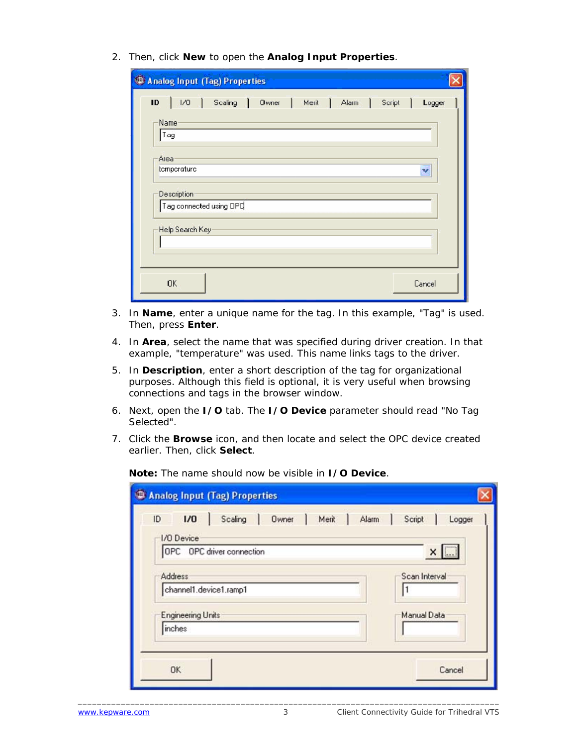2. Then, click **New** to open the **Analog Input Properties**.

3. In **Name**, enter a unique name for the tag. In this example, "Tag" is used. Then, press **Enter**.

4. In **Area**, select the name that was specified during driver creation. In that example, "temperature" was used. This name links tags to the driver.

5. In **Description**, enter a short description of the tag for organizational purposes. Although this field is optional, it is very useful when browsing connections and tags in the browser window.

6. Next, open the **I/O** tab. The **I/O Device** parameter should read "No Tag Selected".

7. Click the **Browse** icon, and then locate and select the OPC device created earlier. Then, click **Select**.

   **Note:** The name should now be visible in **I/O Device**.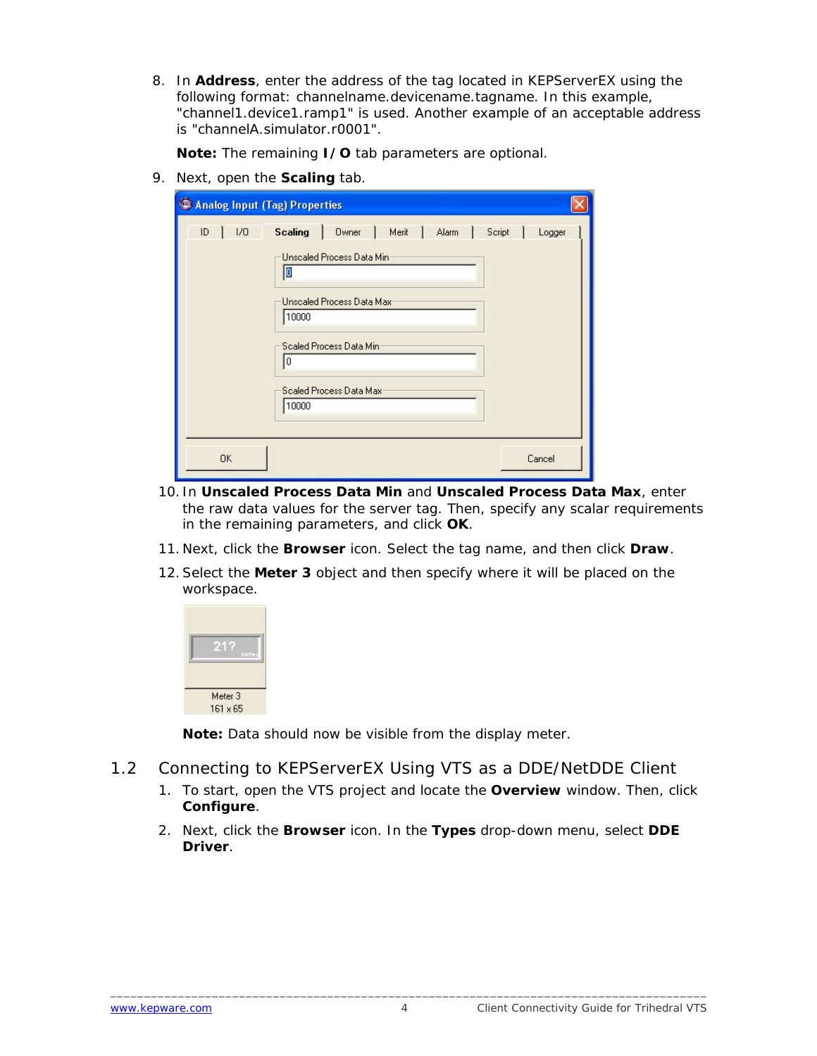8. In **Address**, enter the address of the tag located in KEPServerEX using the following format: channelname.devicename.tagname. In this example, "channel1.device1.ramp1" is used. Another example of an acceptable address is "channelA.simulator.r0001".

   **Note:** The remaining **I/O** tab parameters are optional.

9. Next, open the **Scaling** tab.

10. In **Unscaled Process Data Min** and **Unscaled Process Data Max**, enter the raw data values for the server tag. Then, specify any scalar requirements in the remaining parameters, and click **OK**.

11. Next, click the **Browser** icon. Select the tag name, and then click **Draw**.

12. Select the **Meter 3** object and then specify where it will be placed on the workspace.

    **Note:** Data should now be visible from the display meter.

## 1.2 Connecting to KEPServerEX Using VTS as a DDE/NetDDE Client

1. To start, open the VTS project and locate the **Overview** window. Then, click **Configure**.

2. Next, click the **Browser** icon. In the **Types** drop-down menu, select **DDE Driver**.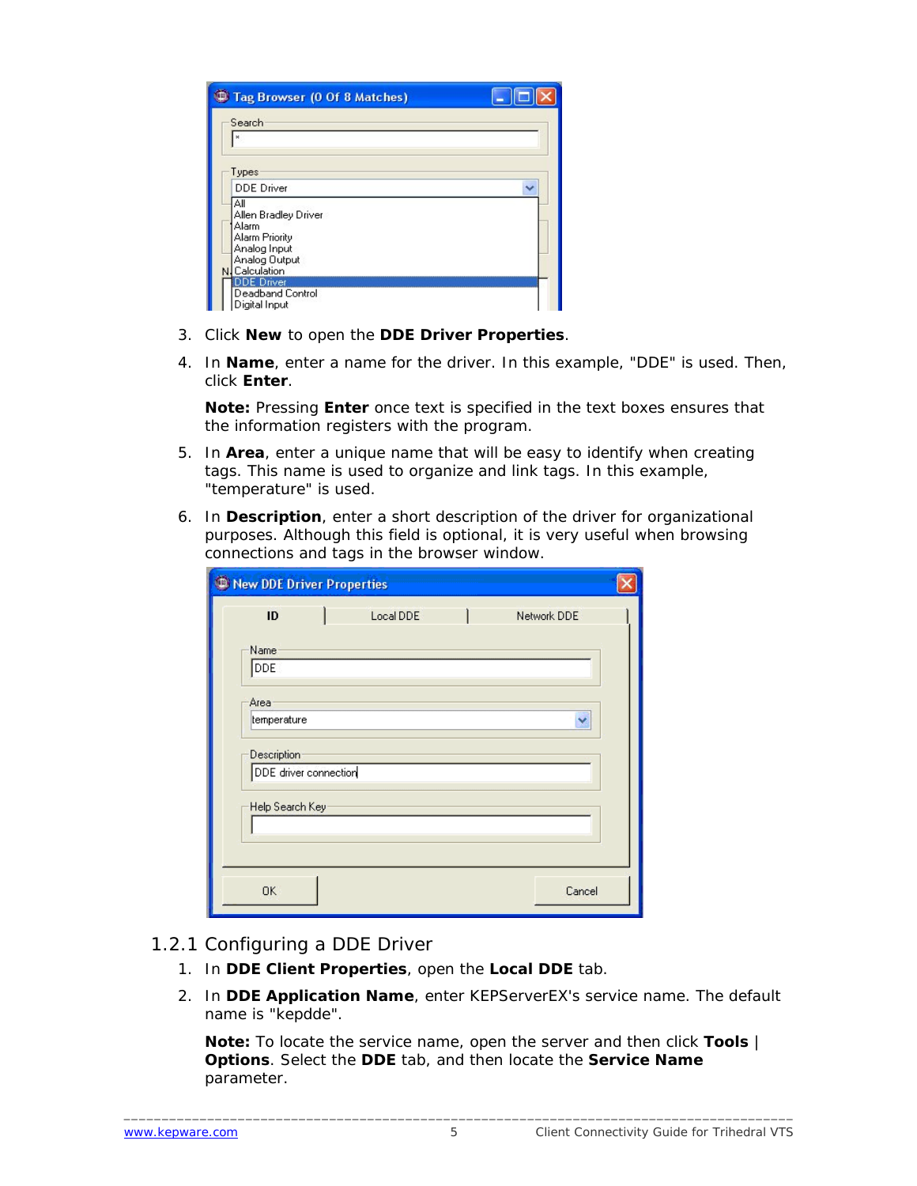3. Click **New** to open the **DDE Driver Properties**.
4. In **Name**, enter a name for the driver. In this example, "DDE" is used. Then, click **Enter**.

   **Note:** Pressing **Enter** once text is specified in the text boxes ensures that the information registers with the program.
5. In **Area**, enter a unique name that will be easy to identify when creating tags. This name is used to organize and link tags. In this example, "temperature" is used.
6. In **Description**, enter a short description of the driver for organizational purposes. Although this field is optional, it is very useful when browsing connections and tags in the browser window.

## 1.2.1 Configuring a DDE Driver

1. In **DDE Client Properties**, open the **Local DDE** tab.
2. In **DDE Application Name**, enter KEPServerEX's service name. The default name is "kepdde".

   **Note:** To locate the service name, open the server and then click **Tools** | **Options**. Select the **DDE** tab, and then locate the **Service Name** parameter.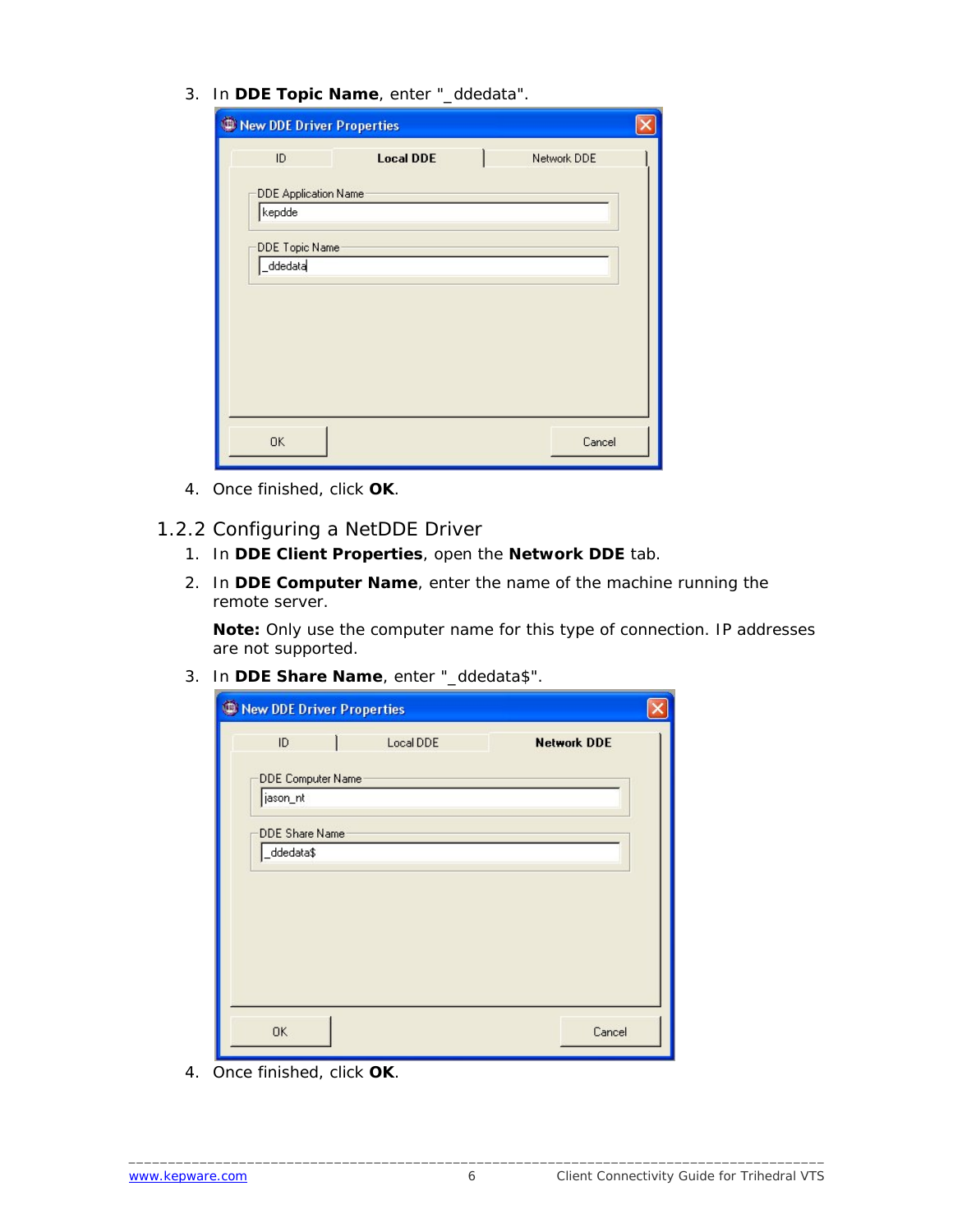3. In **DDE Topic Name**, enter "_ddedata".

4. Once finished, click **OK**.

### 1.2.2 Configuring a NetDDE Driver

1. In **DDE Client Properties**, open the **Network DDE** tab.
2. In **DDE Computer Name**, enter the name of the machine running the remote server.

   **Note:** Only use the computer name for this type of connection. IP addresses are not supported.

3. In **DDE Share Name**, enter "_ddedata$".

4. Once finished, click **OK**.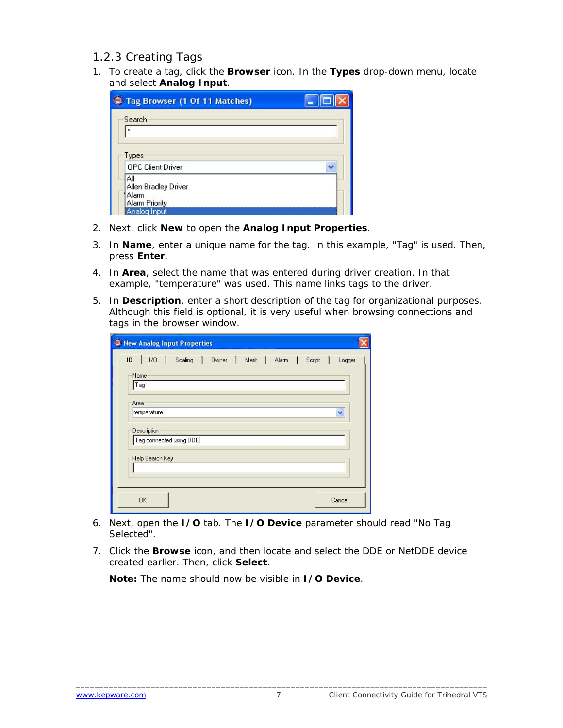### 1.2.3 Creating Tags

1. To create a tag, click the **Browser** icon. In the **Types** drop-down menu, locate and select **Analog Input**.

2. Next, click **New** to open the **Analog Input Properties**.

3. In **Name**, enter a unique name for the tag. In this example, "Tag" is used. Then, press **Enter**.

4. In **Area**, select the name that was entered during driver creation. In that example, "temperature" was used. This name links tags to the driver.

5. In **Description**, enter a short description of the tag for organizational purposes. Although this field is optional, it is very useful when browsing connections and tags in the browser window.

6. Next, open the **I/O** tab. The **I/O Device** parameter should read "No Tag Selected".

7. Click the **Browse** icon, and then locate and select the DDE or NetDDE device created earlier. Then, click **Select**.

   **Note:** The name should now be visible in **I/O Device**.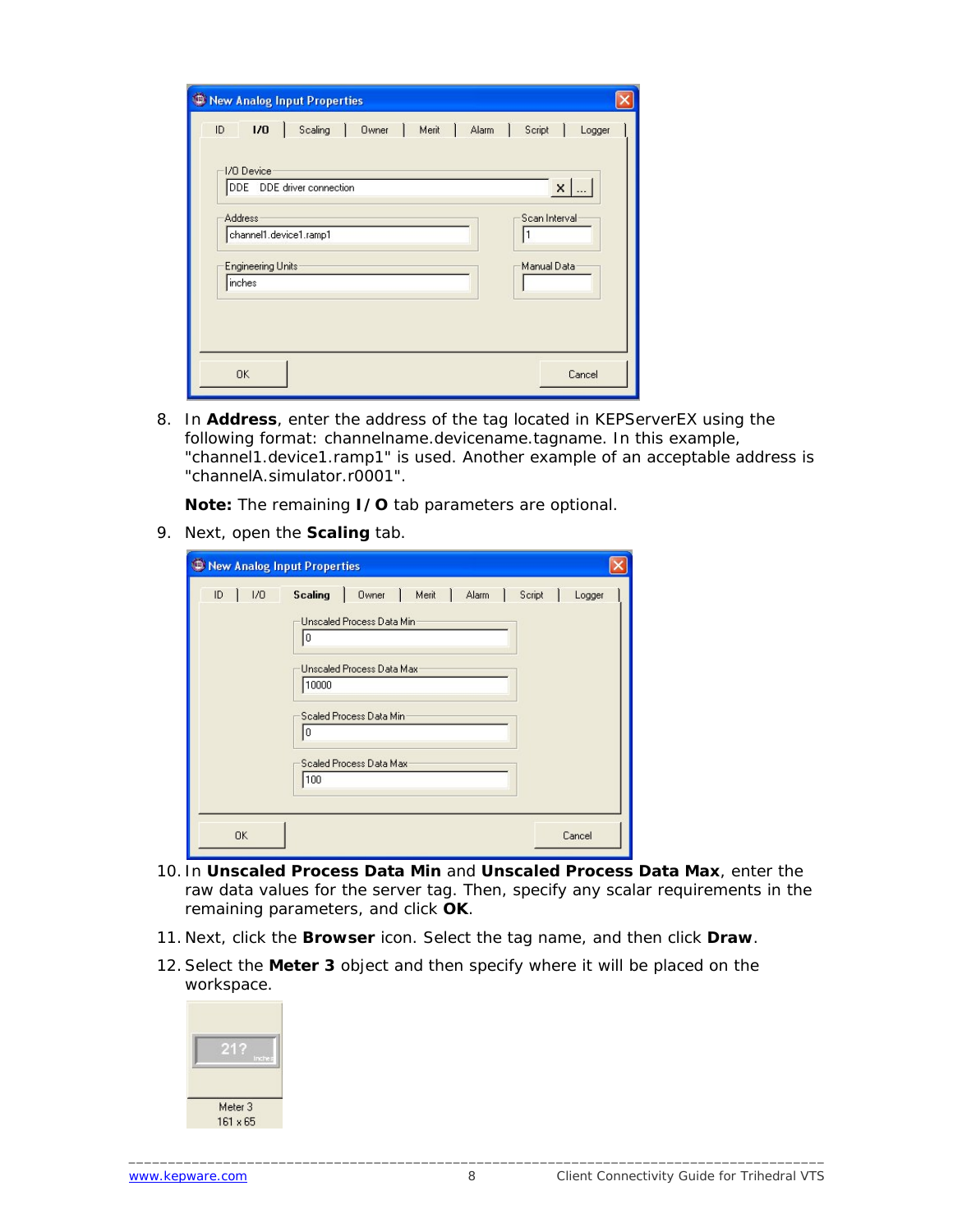8. In **Address**, enter the address of the tag located in KEPServerEX using the following format: channelname.devicename.tagname. In this example, "channel1.device1.ramp1" is used. Another example of an acceptable address is "channelA.simulator.r0001".

   **Note:** The remaining **I/O** tab parameters are optional.

9. Next, open the **Scaling** tab.

10. In **Unscaled Process Data Min** and **Unscaled Process Data Max**, enter the raw data values for the server tag. Then, specify any scalar requirements in the remaining parameters, and click **OK**.

11. Next, click the **Browser** icon. Select the tag name, and then click **Draw**.

12. Select the **Meter 3** object and then specify where it will be placed on the workspace.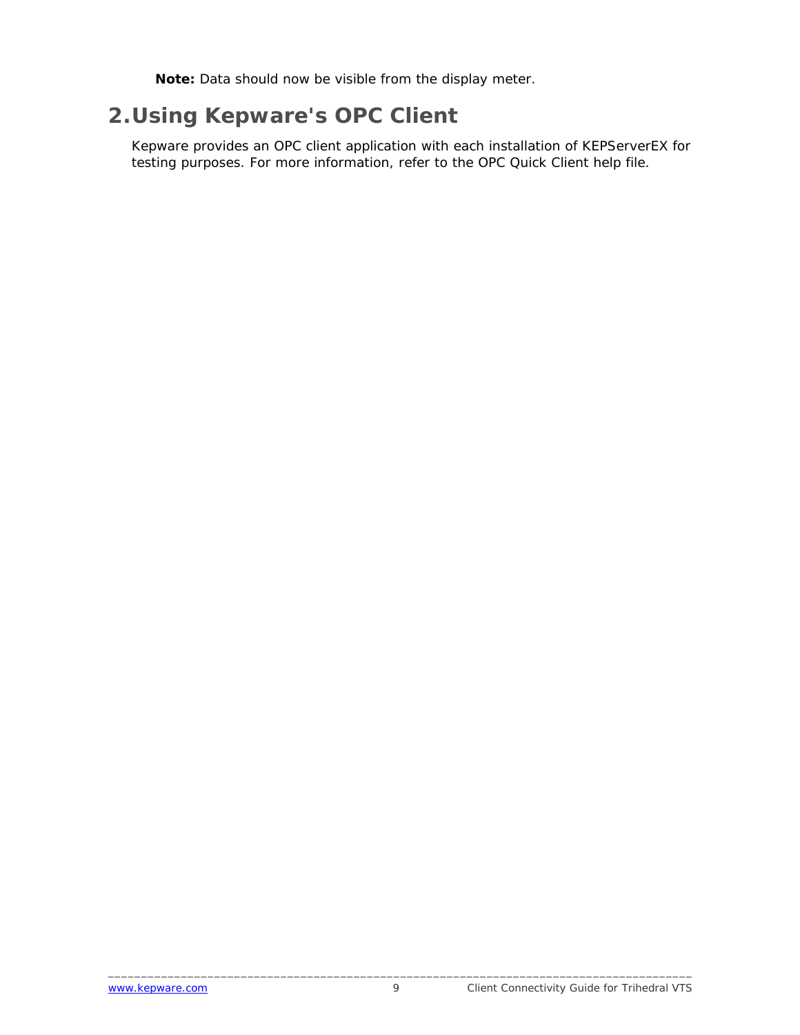**Note:** Data should now be visible from the display meter.

# 2. Using Kepware's OPC Client

Kepware provides an OPC client application with each installation of KEPServerEX for testing purposes. For more information, refer to the OPC Quick Client help file.